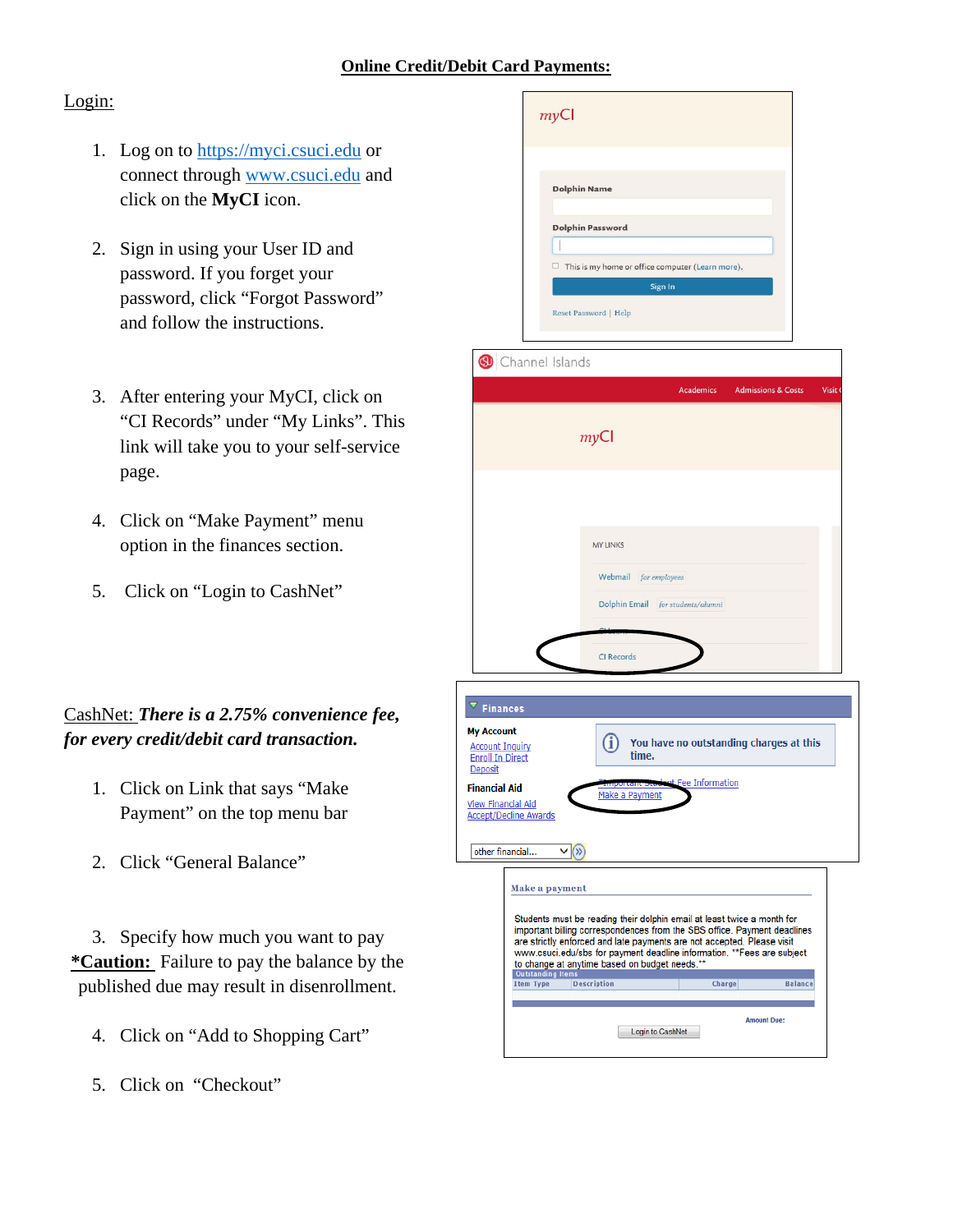# Online Credit/Debit Card Payments:

## Login:

1. Log on to https://myci.csuci.edu or connect through www.csuci.edu and click on the **MyCI** icon.

2. Sign in using your User ID and password. If you forget your password, click "Forgot Password" and follow the instructions.

3. After entering your MyCI, click on "CI Records" under "My Links". This link will take you to your self-service page.

4. Click on "Make Payment" menu option in the finances section.

5. Click on "Login to CashNet"

myCI

Dolphin Name

Dolphin Password

This is my home or office computer (Learn more).

Sign In

Reset Password | Help

Channel Islands

Academics Admissions & Costs Visit

myCI

MY LINKS

Webmail *for employees*

Dolphin Email *for students/alumni*

CI Records

Finances

My Account

Account Inquiry

Enroll In Direct Deposit

You have no outstanding charges at this time.

Financial Aid

View Financial Aid

Accept/Decline Awards

Important Student Fee Information

Make a Payment

other financial...

Make a payment

Students must be reading their dolphin email at least twice a month for important billing correspondences from the SBS office. Payment deadlines are strictly enforced and late payments are not accepted. Please visit www.csuci.edu/sbs for payment deadline information. **Fees are subject to change at anytime based on budget needs.**

Outstanding Items

| Item Type | Description | Charge | Balance |
|---|---|---|---|

Amount Due:

Login to CashNet

## CashNet: *There is a 2.75% convenience fee, for every credit/debit card transaction.*

1. Click on Link that says "Make Payment" on the top menu bar

2. Click "General Balance"

3. Specify how much you want to pay
   ***Caution:*** Failure to pay the balance by the published due may result in disenrollment.

4. Click on "Add to Shopping Cart"

5. Click on "Checkout"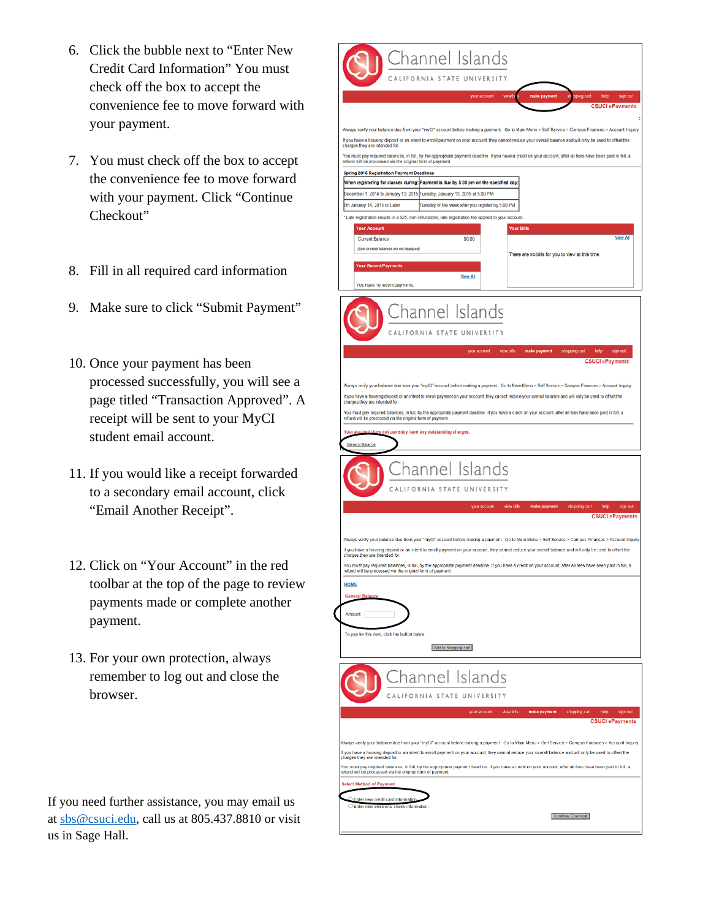6. Click the bubble next to "Enter New Credit Card Information" You must check off the box to accept the convenience fee to move forward with your payment.

7. You must check off the box to accept the convenience fee to move forward with your payment. Click "Continue Checkout"

8. Fill in all required card information

9. Make sure to click "Submit Payment"

10. Once your payment has been processed successfully, you will see a page titled "Transaction Approved". A receipt will be sent to your MyCI student email account.

11. If you would like a receipt forwarded to a secondary email account, click "Email Another Receipt".

12. Click on "Your Account" in the red toolbar at the top of the page to review payments made or complete another payment.

13. For your own protection, always remember to log out and close the browser.

If you need further assistance, you may email us at sbs@csuci.edu, call us at 805.437.8810 or visit us in Sage Hall.